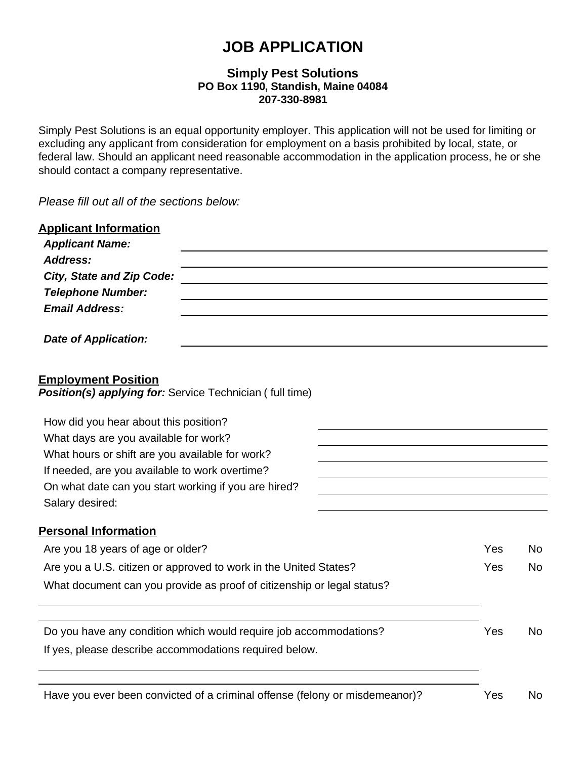# JOB APPLICATION

### Simply Pest Solutions
**PO Box 1190, Standish, Maine 04084**
**207-330-8981**

Simply Pest Solutions is an equal opportunity employer. This application will not be used for limiting or excluding any applicant from consideration for employment on a basis prohibited by local, state, or federal law. Should an applicant need reasonable accommodation in the application process, he or she should contact a company representative.

*Please fill out all of the sections below:*

## Applicant Information

***Applicant Name:*** ______________________________

***Address:*** ______________________________

***City, State and Zip Code:*** ______________________________

***Telephone Number:*** ______________________________

***Email Address:*** ______________________________

***Date of Application:*** ______________________________

## Employment Position

***Position(s) applying for:*** Service Technician ( full time)

How did you hear about this position? ______________________________

What days are you available for work? ______________________________

What hours or shift are you available for work? ______________________________

If needed, are you available to work overtime? ______________________________

On what date can you start working if you are hired? ______________________________

Salary desired: ______________________________

## Personal Information

Are you 18 years of age or older? Yes No

Are you a U.S. citizen or approved to work in the United States? Yes No

What document can you provide as proof of citizenship or legal status?

______________________________

______________________________

Do you have any condition which would require job accommodations? Yes No

If yes, please describe accommodations required below.

______________________________

______________________________

Have you ever been convicted of a criminal offense (felony or misdemeanor)? Yes No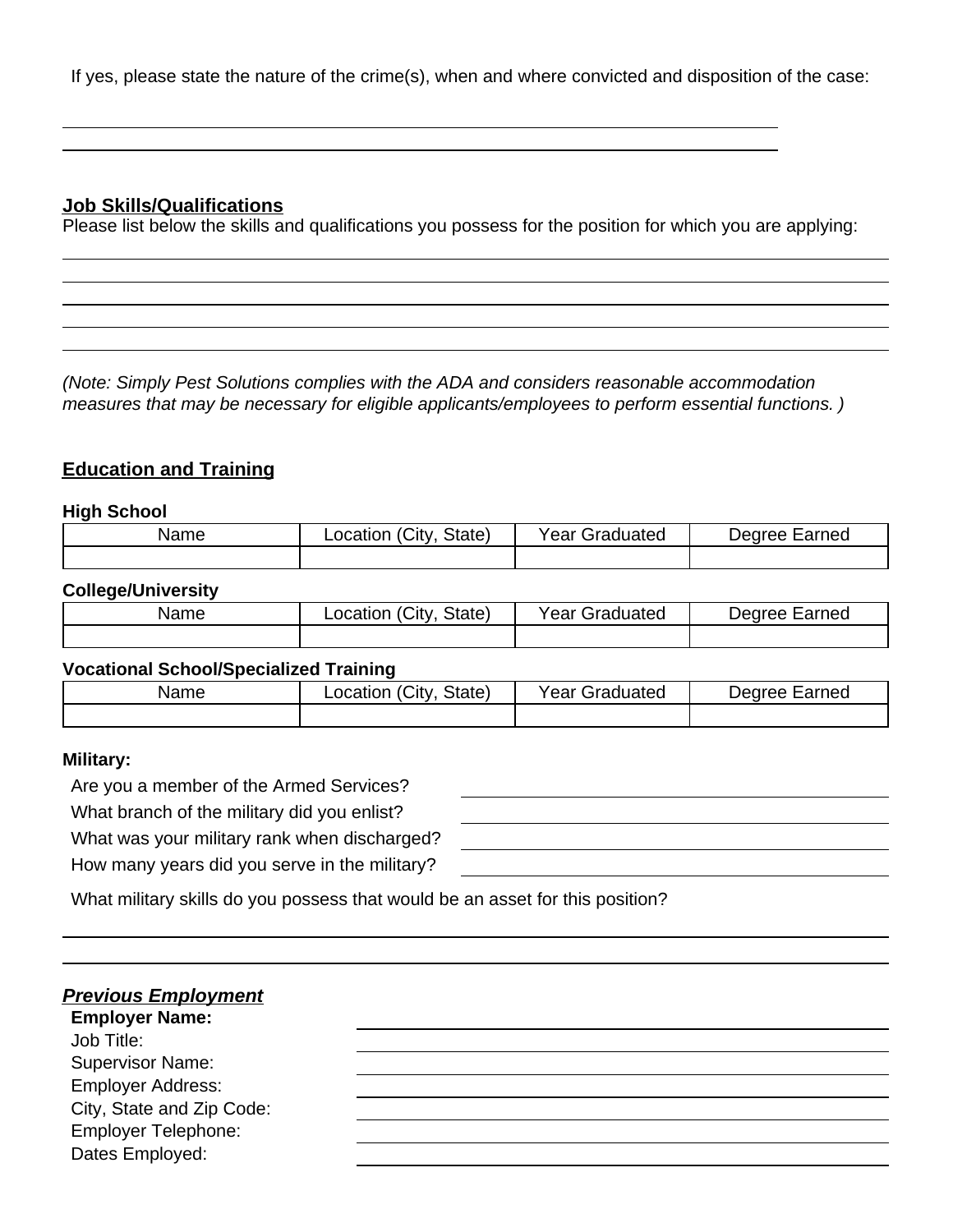If yes, please state the nature of the crime(s), when and where convicted and disposition of the case:

______________________________________________________________________

______________________________________________________________________

**Job Skills/Qualifications**

Please list below the skills and qualifications you possess for the position for which you are applying:

______________________________________________________________________

______________________________________________________________________

______________________________________________________________________

______________________________________________________________________

______________________________________________________________________

*(Note: Simply Pest Solutions complies with the ADA and considers reasonable accommodation measures that may be necessary for eligible applicants/employees to perform essential functions. )*

## Education and Training

**High School**

| Name | Location (City, State) | Year Graduated | Degree Earned |
| --- | --- | --- | --- |
| | | | |

**College/University**

| Name | Location (City, State) | Year Graduated | Degree Earned |
| --- | --- | --- | --- |
| | | | |

**Vocational School/Specialized Training**

| Name | Location (City, State) | Year Graduated | Degree Earned |
| --- | --- | --- | --- |
| | | | |

**Military:**

Are you a member of the Armed Services? ____________________

What branch of the military did you enlist? ____________________

What was your military rank when discharged? ____________________

How many years did you serve in the military? ____________________

What military skills do you possess that would be an asset for this position?

______________________________________________________________________

______________________________________________________________________

***Previous Employment***

**Employer Name:** ____________________

Job Title: ____________________

Supervisor Name: ____________________

Employer Address: ____________________

City, State and Zip Code: ____________________

Employer Telephone: ____________________

Dates Employed: ____________________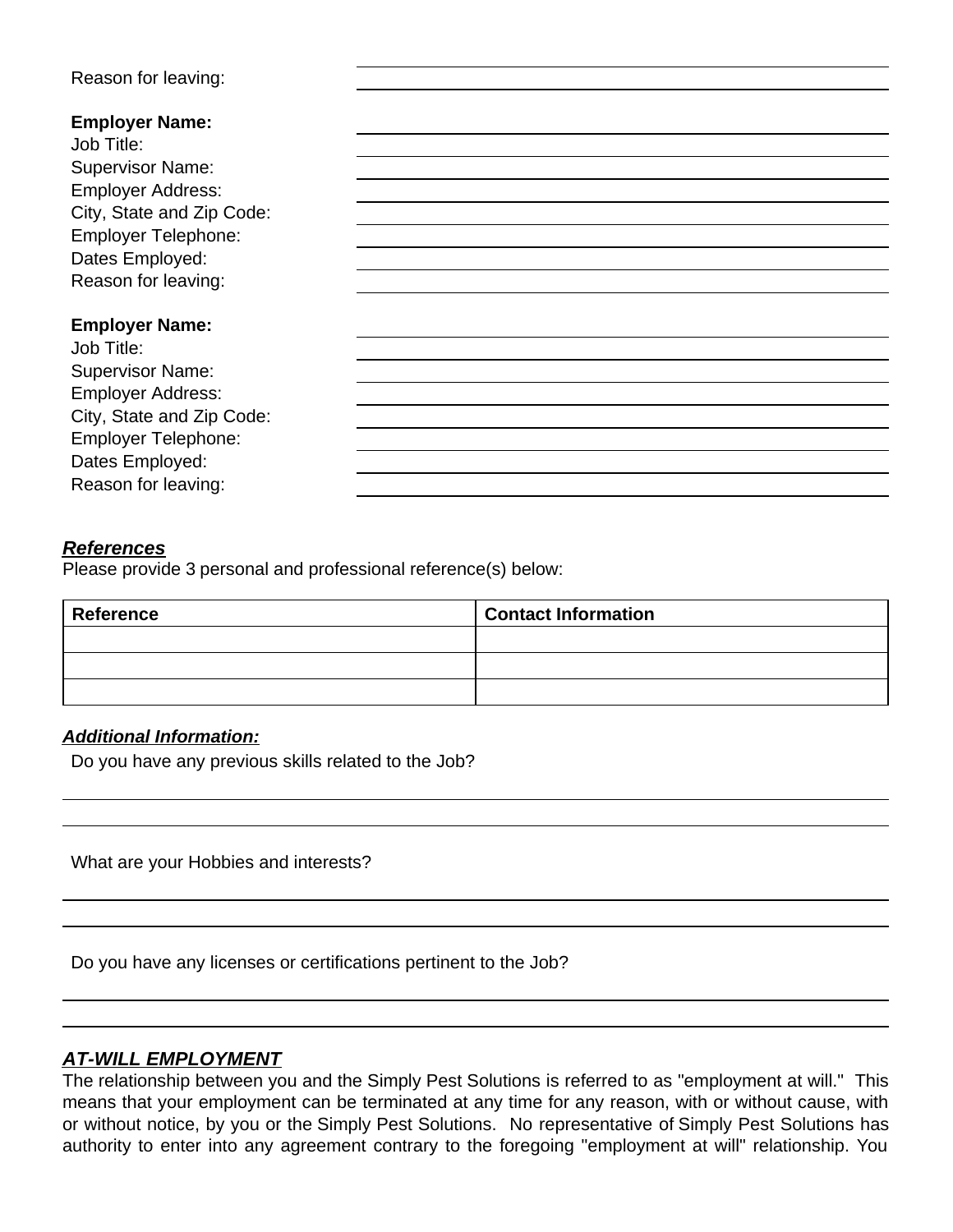Reason for leaving:

**Employer Name:**
Job Title:
Supervisor Name:
Employer Address:
City, State and Zip Code:
Employer Telephone:
Dates Employed:
Reason for leaving:

**Employer Name:**
Job Title:
Supervisor Name:
Employer Address:
City, State and Zip Code:
Employer Telephone:
Dates Employed:
Reason for leaving:

***References***

Please provide 3 personal and professional reference(s) below:

| Reference | Contact Information |
|---|---|
| | |
| | |
| | |

***Additional Information:***

Do you have any previous skills related to the Job?

What are your Hobbies and interests?

Do you have any licenses or certifications pertinent to the Job?

***AT-WILL EMPLOYMENT***

The relationship between you and the Simply Pest Solutions is referred to as "employment at will." This means that your employment can be terminated at any time for any reason, with or without cause, with or without notice, by you or the Simply Pest Solutions. No representative of Simply Pest Solutions has authority to enter into any agreement contrary to the foregoing "employment at will" relationship. You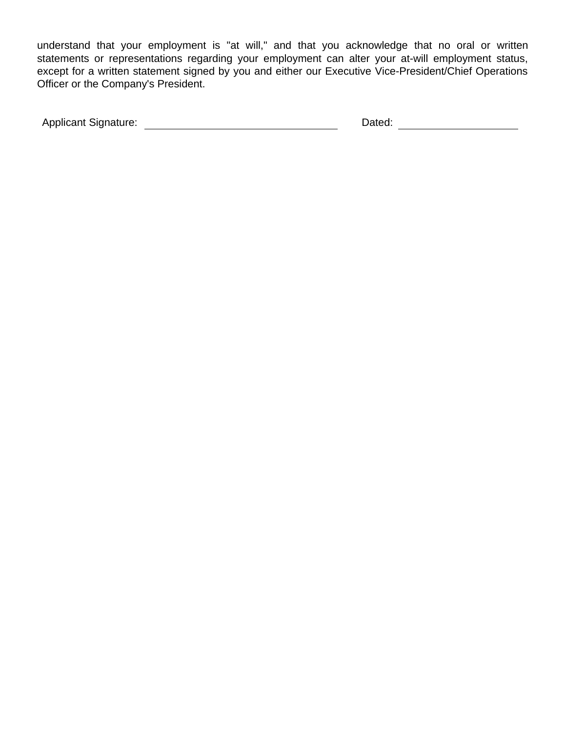understand that your employment is "at will," and that you acknowledge that no oral or written statements or representations regarding your employment can alter your at-will employment status, except for a written statement signed by you and either our Executive Vice-President/Chief Operations Officer or the Company's President.

Applicant Signature: ______________________________ Dated: ____________________